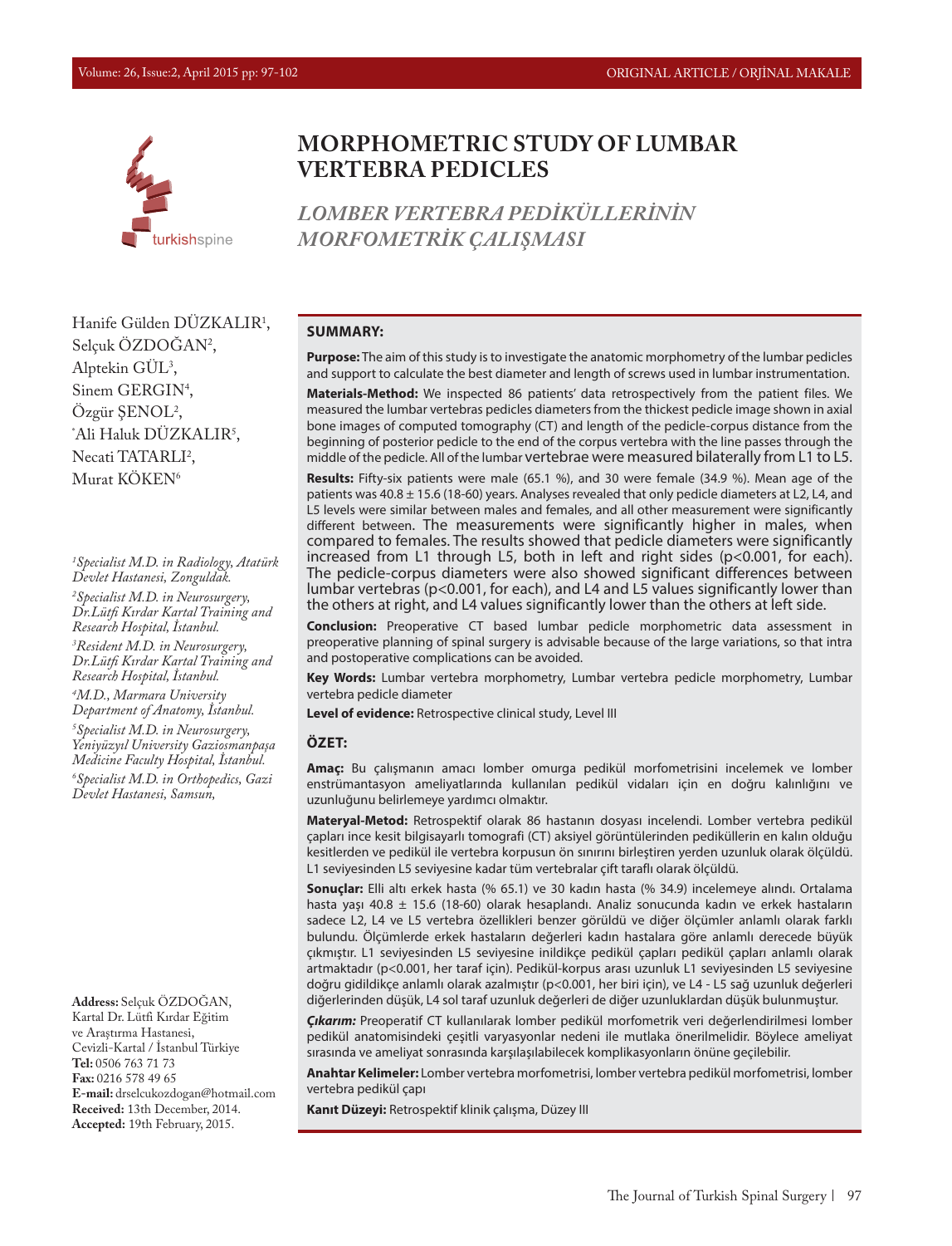# MORPHOMETRIC STUDY OF LUMBAR VERTEBRA PEDICLES

## *LOMBER VERTEBRA PEDİKÜLLERİNİN MORFOMETRİK ÇALIŞMASI*

Hanife Gülden DÜZKALIR[1], Selçuk ÖZDOĞAN[2], Alptekin GÜL[3], Sinem GERGIN[4], Özgür ŞENOL[2], *Ali Haluk DÜZKALIR[5], Necati TATARLI[2], Murat KÖKEN[6]

*[1]Specialist M.D. in Radiology, Atatürk Devlet Hastanesi, Zonguldak.*

*[2]Specialist M.D. in Neurosurgery, Dr.Lütfi Kırdar Kartal Training and Research Hospital, İstanbul.*

*[3]Resident M.D. in Neurosurgery, Dr.Lütfi Kırdar Kartal Training and Research Hospital, İstanbul.*

*[4]M.D., Marmara University Department of Anatomy, İstanbul.*

*[5]Specialist M.D. in Neurosurgery, Yeniyüzyıl University Gaziosmanpaşa Medicine Faculty Hospital, İstanbul.*

*[6]Specialist M.D. in Orthopedics, Gazi Devlet Hastanesi, Samsun,*

**Address:** Selçuk ÖZDOĞAN, Kartal Dr. Lütfi Kırdar Eğitim ve Araştırma Hastanesi, Cevizli-Kartal / İstanbul Türkiye
**Tel:** 0506 763 71 73
**Fax:** 0216 578 49 65
**E-mail:** drselcukozdogan@hotmail.com
**Received:** 13th December, 2014.
**Accepted:** 19th February, 2015.

### SUMMARY:

**Purpose:** The aim of this study is to investigate the anatomic morphometry of the lumbar pedicles and support to calculate the best diameter and length of screws used in lumbar instrumentation.

**Materials-Method:** We inspected 86 patients' data retrospectively from the patient files. We measured the lumbar vertebras pedicles diameters from the thickest pedicle image shown in axial bone images of computed tomography (CT) and length of the pedicle-corpus distance from the beginning of posterior pedicle to the end of the corpus vertebra with the line passes through the middle of the pedicle. All of the lumbar vertebrae were measured bilaterally from L1 to L5.

**Results:** Fifty-six patients were male (65.1 %), and 30 were female (34.9 %). Mean age of the patients was 40.8 ± 15.6 (18-60) years. Analyses revealed that only pedicle diameters at L2, L4, and L5 levels were similar between males and females, and all other measurement were significantly different between. The measurements were significantly higher in males, when compared to females. The results showed that pedicle diameters were significantly increased from L1 through L5, both in left and right sides ($p<0.001$, for each). The pedicle-corpus diameters were also showed significant differences between lumbar vertebras ($p<0.001$, for each), and L4 and L5 values significantly lower than the others at right, and L4 values significantly lower than the others at left side.

**Conclusion:** Preoperative CT based lumbar pedicle morphometric data assessment in preoperative planning of spinal surgery is advisable because of the large variations, so that intra and postoperative complications can be avoided.

**Key Words:** Lumbar vertebra morphometry, Lumbar vertebra pedicle morphometry, Lumbar vertebra pedicle diameter

**Level of evidence:** Retrospective clinical study, Level III

### ÖZET:

**Amaç:** Bu çalışmanın amacı lomber omurga pedikül morfometrisini incelemek ve lomber enstrümantasyon ameliyatlarında kullanılan pedikül vidaları için en doğru kalınlığını ve uzunluğunu belirlemeye yardımcı olmaktır.

**Materyal-Metod:** Retrospektif olarak 86 hastanın dosyası incelendi. Lomber vertebra pedikül çapları ince kesit bilgisayarlı tomografi (CT) aksiyel görüntülerinden pediküllerin en kalın olduğu kesitlerden ve pedikül ile vertebra korpusun ön sınırını birleştiren yerden uzunluk olarak ölçüldü. L1 seviyesinden L5 seviyesine kadar tüm vertebralar çift taraflı olarak ölçüldü.

**Sonuçlar:** Elli altı erkek hasta (% 65.1) ve 30 kadın hasta (% 34.9) incelemeye alındı. Ortalama hasta yaşı 40.8 ± 15.6 (18-60) olarak hesaplandı. Analiz sonucunda kadın ve erkek hastaların sadece L2, L4 ve L5 vertebra özellikleri benzer görüldü ve diğer ölçümler anlamlı olarak farklı bulundu. Ölçümlerde erkek hastaların değerleri kadın hastalara göre anlamlı derecede büyük çıkmıştır. L1 seviyesinden L5 seviyesine inildikçe pedikül çapları pedikül çapları anlamlı olarak artmaktadır ($p<0.001$, her taraf için). Pedikül-korpus arası uzunluk L1 seviyesinden L5 seviyesine doğru gidildikçe anlamlı olarak azalmıştır ($p<0.001$, her biri için), ve L4 - L5 sağ uzunluk değerleri diğerlerinden düşük, L4 sol taraf uzunluk değerleri de diğer uzunluklardan düşük bulunmuştur.

***Çıkarım:*** Preoperatif CT kullanılarak lomber pedikül morfometrik veri değerlendirilmesi lomber pedikül anatomisindeki çeşitli varyasyonlar nedeni ile mutlaka önerilmelidir. Böylece ameliyat sırasında ve ameliyat sonrasında karşılaşılabilecek komplikasyonların önüne geçilebilir.

**Anahtar Kelimeler:** Lomber vertebra morfometrisi, lomber vertebra pedikül morfometrisi, lomber vertebra pedikül çapı

**Kanıt Düzeyi:** Retrospektif klinik çalışma, Düzey III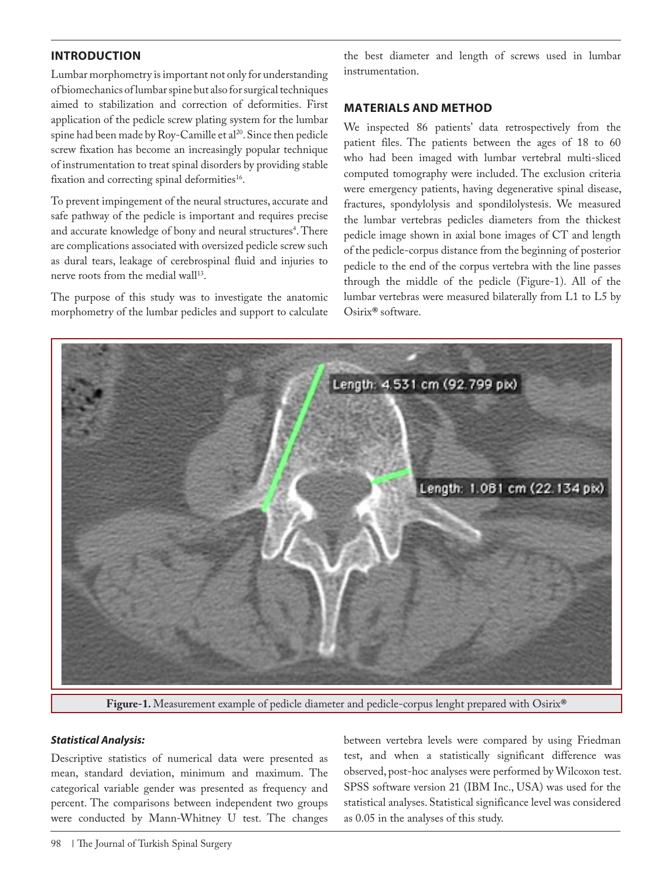## INTRODUCTION

Lumbar morphometry is important not only for understanding of biomechanics of lumbar spine but also for surgical techniques aimed to stabilization and correction of deformities. First application of the pedicle screw plating system for the lumbar spine had been made by Roy-Camille et al[20]. Since then pedicle screw fixation has become an increasingly popular technique of instrumentation to treat spinal disorders by providing stable fixation and correcting spinal deformities[16].

To prevent impingement of the neural structures, accurate and safe pathway of the pedicle is important and requires precise and accurate knowledge of bony and neural structures[4]. There are complications associated with oversized pedicle screw such as dural tears, leakage of cerebrospinal fluid and injuries to nerve roots from the medial wall[13].

The purpose of this study was to investigate the anatomic morphometry of the lumbar pedicles and support to calculate the best diameter and length of screws used in lumbar instrumentation.

## MATERIALS AND METHOD

We inspected 86 patients' data retrospectively from the patient files. The patients between the ages of 18 to 60 who had been imaged with lumbar vertebral multi-sliced computed tomography were included. The exclusion criteria were emergency patients, having degenerative spinal disease, fractures, spondylolysis and spondilolystesis. We measured the lumbar vertebras pedicles diameters from the thickest pedicle image shown in axial bone images of CT and length of the pedicle-corpus distance from the beginning of posterior pedicle to the end of the corpus vertebra with the line passes through the middle of the pedicle (Figure-1). All of the lumbar vertebras were measured bilaterally from L1 to L5 by Osirix® software.

**Figure-1.** Measurement example of pedicle diameter and pedicle-corpus lenght prepared with Osirix®

### *Statistical Analysis:*

Descriptive statistics of numerical data were presented as mean, standard deviation, minimum and maximum. The categorical variable gender was presented as frequency and percent. The comparisons between independent two groups were conducted by Mann-Whitney U test. The changes between vertebra levels were compared by using Friedman test, and when a statistically significant difference was observed, post-hoc analyses were performed by Wilcoxon test. SPSS software version 21 (IBM Inc., USA) was used for the statistical analyses. Statistical significance level was considered as 0.05 in the analyses of this study.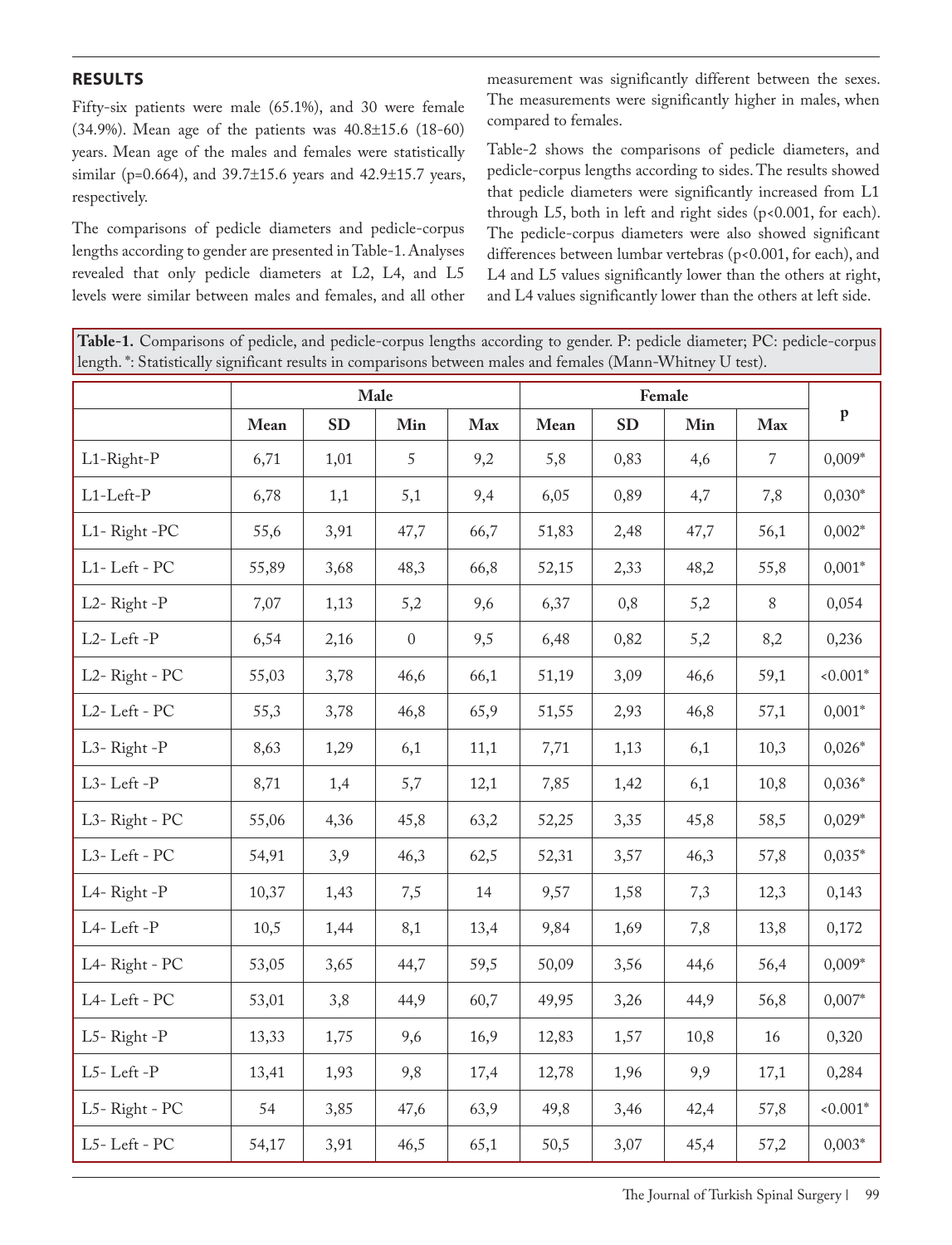## RESULTS

Fifty-six patients were male (65.1%), and 30 were female (34.9%). Mean age of the patients was 40.8±15.6 (18-60) years. Mean age of the males and females were statistically similar (p=0.664), and 39.7±15.6 years and 42.9±15.7 years, respectively.

The comparisons of pedicle diameters and pedicle-corpus lengths according to gender are presented in Table-1. Analyses revealed that only pedicle diameters at L2, L4, and L5 levels were similar between males and females, and all other measurement was significantly different between the sexes. The measurements were significantly higher in males, when compared to females.

Table-2 shows the comparisons of pedicle diameters, and pedicle-corpus lengths according to sides. The results showed that pedicle diameters were significantly increased from L1 through L5, both in left and right sides (p<0.001, for each). The pedicle-corpus diameters were also showed significant differences between lumbar vertebras (p<0.001, for each), and L4 and L5 values significantly lower than the others at right, and L4 values significantly lower than the others at left side.

**Table-1.** Comparisons of pedicle, and pedicle-corpus lengths according to gender. P: pedicle diameter; PC: pedicle-corpus length. *: Statistically significant results in comparisons between males and females (Mann-Whitney U test).

| | Male | | | | Female | | | | p |
|---|---|---|---|---|---|---|---|---|---|
| | Mean | SD | Min | Max | Mean | SD | Min | Max | |
| L1-Right-P | 6,71 | 1,01 | 5 | 9,2 | 5,8 | 0,83 | 4,6 | 7 | 0,009* |
| L1-Left-P | 6,78 | 1,1 | 5,1 | 9,4 | 6,05 | 0,89 | 4,7 | 7,8 | 0,030* |
| L1- Right -PC | 55,6 | 3,91 | 47,7 | 66,7 | 51,83 | 2,48 | 47,7 | 56,1 | 0,002* |
| L1- Left - PC | 55,89 | 3,68 | 48,3 | 66,8 | 52,15 | 2,33 | 48,2 | 55,8 | 0,001* |
| L2- Right -P | 7,07 | 1,13 | 5,2 | 9,6 | 6,37 | 0,8 | 5,2 | 8 | 0,054 |
| L2- Left -P | 6,54 | 2,16 | 0 | 9,5 | 6,48 | 0,82 | 5,2 | 8,2 | 0,236 |
| L2- Right - PC | 55,03 | 3,78 | 46,6 | 66,1 | 51,19 | 3,09 | 46,6 | 59,1 | <0.001* |
| L2- Left - PC | 55,3 | 3,78 | 46,8 | 65,9 | 51,55 | 2,93 | 46,8 | 57,1 | 0,001* |
| L3- Right -P | 8,63 | 1,29 | 6,1 | 11,1 | 7,71 | 1,13 | 6,1 | 10,3 | 0,026* |
| L3- Left -P | 8,71 | 1,4 | 5,7 | 12,1 | 7,85 | 1,42 | 6,1 | 10,8 | 0,036* |
| L3- Right - PC | 55,06 | 4,36 | 45,8 | 63,2 | 52,25 | 3,35 | 45,8 | 58,5 | 0,029* |
| L3- Left - PC | 54,91 | 3,9 | 46,3 | 62,5 | 52,31 | 3,57 | 46,3 | 57,8 | 0,035* |
| L4- Right -P | 10,37 | 1,43 | 7,5 | 14 | 9,57 | 1,58 | 7,3 | 12,3 | 0,143 |
| L4- Left -P | 10,5 | 1,44 | 8,1 | 13,4 | 9,84 | 1,69 | 7,8 | 13,8 | 0,172 |
| L4- Right - PC | 53,05 | 3,65 | 44,7 | 59,5 | 50,09 | 3,56 | 44,6 | 56,4 | 0,009* |
| L4- Left - PC | 53,01 | 3,8 | 44,9 | 60,7 | 49,95 | 3,26 | 44,9 | 56,8 | 0,007* |
| L5- Right -P | 13,33 | 1,75 | 9,6 | 16,9 | 12,83 | 1,57 | 10,8 | 16 | 0,320 |
| L5- Left -P | 13,41 | 1,93 | 9,8 | 17,4 | 12,78 | 1,96 | 9,9 | 17,1 | 0,284 |
| L5- Right - PC | 54 | 3,85 | 47,6 | 63,9 | 49,8 | 3,46 | 42,4 | 57,8 | <0.001* |
| L5- Left - PC | 54,17 | 3,91 | 46,5 | 65,1 | 50,5 | 3,07 | 45,4 | 57,2 | 0,003* |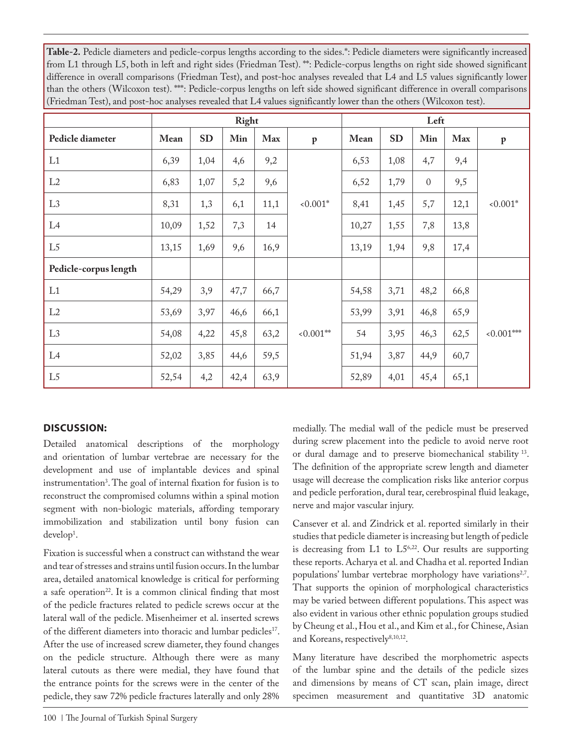**Table-2.** Pedicle diameters and pedicle-corpus lengths according to the sides.*: Pedicle diameters were significantly increased from L1 through L5, both in left and right sides (Friedman Test). **: Pedicle-corpus lengths on right side showed significant difference in overall comparisons (Friedman Test), and post-hoc analyses revealed that L4 and L5 values significantly lower than the others (Wilcoxon test). ***: Pedicle-corpus lengths on left side showed significant difference in overall comparisons (Friedman Test), and post-hoc analyses revealed that L4 values significantly lower than the others (Wilcoxon test).

| | Right | | | | | Left | | | | |
|---|---|---|---|---|---|---|---|---|---|---|
| **Pedicle diameter** | **Mean** | **SD** | **Min** | **Max** | **p** | **Mean** | **SD** | **Min** | **Max** | **p** |
| L1 | 6,39 | 1,04 | 4,6 | 9,2 | <0.001* | 6,53 | 1,08 | 4,7 | 9,4 | <0.001* |
| L2 | 6,83 | 1,07 | 5,2 | 9,6 | | 6,52 | 1,79 | 0 | 9,5 | |
| L3 | 8,31 | 1,3 | 6,1 | 11,1 | | 8,41 | 1,45 | 5,7 | 12,1 | |
| L4 | 10,09 | 1,52 | 7,3 | 14 | | 10,27 | 1,55 | 7,8 | 13,8 | |
| L5 | 13,15 | 1,69 | 9,6 | 16,9 | | 13,19 | 1,94 | 9,8 | 17,4 | |
| **Pedicle-corpus length** | | | | | | | | | | |
| L1 | 54,29 | 3,9 | 47,7 | 66,7 | <0.001** | 54,58 | 3,71 | 48,2 | 66,8 | <0.001*** |
| L2 | 53,69 | 3,97 | 46,6 | 66,1 | | 53,99 | 3,91 | 46,8 | 65,9 | |
| L3 | 54,08 | 4,22 | 45,8 | 63,2 | | 54 | 3,95 | 46,3 | 62,5 | |
| L4 | 52,02 | 3,85 | 44,6 | 59,5 | | 51,94 | 3,87 | 44,9 | 60,7 | |
| L5 | 52,54 | 4,2 | 42,4 | 63,9 | | 52,89 | 4,01 | 45,4 | 65,1 | |

## DISCUSSION:

Detailed anatomical descriptions of the morphology and orientation of lumbar vertebrae are necessary for the development and use of implantable devices and spinal instrumentation[3]. The goal of internal fixation for fusion is to reconstruct the compromised columns within a spinal motion segment with non-biologic materials, affording temporary immobilization and stabilization until bony fusion can develop[1].

Fixation is successful when a construct can withstand the wear and tear of stresses and strains until fusion occurs. In the lumbar area, detailed anatomical knowledge is critical for performing a safe operation[22]. It is a common clinical finding that most of the pedicle fractures related to pedicle screws occur at the lateral wall of the pedicle. Misenheimer et al. inserted screws of the different diameters into thoracic and lumbar pedicles[17]. After the use of increased screw diameter, they found changes on the pedicle structure. Although there were as many lateral cutouts as there were medial, they have found that the entrance points for the screws were in the center of the pedicle, they saw 72% pedicle fractures laterally and only 28% medially. The medial wall of the pedicle must be preserved during screw placement into the pedicle to avoid nerve root or dural damage and to preserve biomechanical stability [13]. The definition of the appropriate screw length and diameter usage will decrease the complication risks like anterior corpus and pedicle perforation, dural tear, cerebrospinal fluid leakage, nerve and major vascular injury.

Cansever et al. and Zindrick et al. reported similarly in their studies that pedicle diameter is increasing but length of pedicle is decreasing from L1 to L5[6,22]. Our results are supporting these reports. Acharya et al. and Chadha et al. reported Indian populations' lumbar vertebrae morphology have variations[2,7]. That supports the opinion of morphological characteristics may be varied between different populations. This aspect was also evident in various other ethnic population groups studied by Cheung et al., Hou et al., and Kim et al., for Chinese, Asian and Koreans, respectively[8,10,12].

Many literature have described the morphometric aspects of the lumbar spine and the details of the pedicle sizes and dimensions by means of CT scan, plain image, direct specimen measurement and quantitative 3D anatomic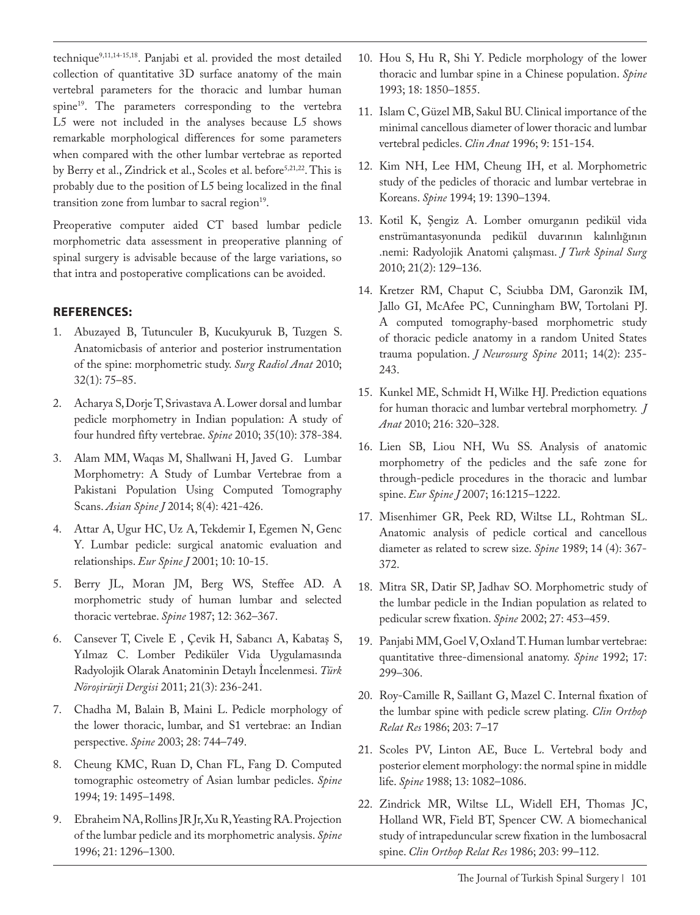technique[9,11,14-15,18]. Panjabi et al. provided the most detailed collection of quantitative 3D surface anatomy of the main vertebral parameters for the thoracic and lumbar human spine[19]. The parameters corresponding to the vertebra L5 were not included in the analyses because L5 shows remarkable morphological differences for some parameters when compared with the other lumbar vertebrae as reported by Berry et al., Zindrick et al., Scoles et al. before[5,21,22]. This is probably due to the position of L5 being localized in the final transition zone from lumbar to sacral region[19].

Preoperative computer aided CT based lumbar pedicle morphometric data assessment in preoperative planning of spinal surgery is advisable because of the large variations, so that intra and postoperative complications can be avoided.

## REFERENCES:

1. Abuzayed B, Tutunculer B, Kucukyuruk B, Tuzgen S. Anatomicbasis of anterior and posterior instrumentation of the spine: morphometric study. *Surg Radiol Anat* 2010; 32(1): 75–85.
2. Acharya S, Dorje T, Srivastava A. Lower dorsal and lumbar pedicle morphometry in Indian population: A study of four hundred fifty vertebrae. *Spine* 2010; 35(10): 378-384.
3. Alam MM, Waqas M, Shallwani H, Javed G. Lumbar Morphometry: A Study of Lumbar Vertebrae from a Pakistani Population Using Computed Tomography Scans. *Asian Spine J* 2014; 8(4): 421-426.
4. Attar A, Ugur HC, Uz A, Tekdemir I, Egemen N, Genc Y. Lumbar pedicle: surgical anatomic evaluation and relationships. *Eur Spine J* 2001; 10: 10-15.
5. Berry JL, Moran JM, Berg WS, Steffee AD. A morphometric study of human lumbar and selected thoracic vertebrae. *Spine* 1987; 12: 362–367.
6. Cansever T, Civele E , Çevik H, Sabancı A, Kabataş S, Yılmaz C. Lomber Pediküler Vida Uygulamasında Radyolojik Olarak Anatominin Detaylı İncelenmesi. *Türk Nöroşirürji Dergisi* 2011; 21(3): 236-241.
7. Chadha M, Balain B, Maini L. Pedicle morphology of the lower thoracic, lumbar, and S1 vertebrae: an Indian perspective. *Spine* 2003; 28: 744–749.
8. Cheung KMC, Ruan D, Chan FL, Fang D. Computed tomographic osteometry of Asian lumbar pedicles. *Spine* 1994; 19: 1495–1498.
9. Ebraheim NA, Rollins JR Jr, Xu R, Yeasting RA. Projection of the lumbar pedicle and its morphometric analysis. *Spine* 1996; 21: 1296–1300.
10. Hou S, Hu R, Shi Y. Pedicle morphology of the lower thoracic and lumbar spine in a Chinese population. *Spine* 1993; 18: 1850–1855.
11. Islam C, Güzel MB, Sakul BU. Clinical importance of the minimal cancellous diameter of lower thoracic and lumbar vertebral pedicles. *Clin Anat* 1996; 9: 151-154.
12. Kim NH, Lee HM, Cheung IH, et al. Morphometric study of the pedicles of thoracic and lumbar vertebrae in Koreans. *Spine* 1994; 19: 1390–1394.
13. Kotil K, Şengiz A. Lomber omurganın pedikül vida enstrümantasyonunda pedikül duvarının kalınlığının .nemi: Radyolojik Anatomi çalışması. *J Turk Spinal Surg* 2010; 21(2): 129–136.
14. Kretzer RM, Chaput C, Sciubba DM, Garonzik IM, Jallo GI, McAfee PC, Cunningham BW, Tortolani PJ. A computed tomography-based morphometric study of thoracic pedicle anatomy in a random United States trauma population. *J Neurosurg Spine* 2011; 14(2): 235-243.
15. Kunkel ME, Schmidt H, Wilke HJ. Prediction equations for human thoracic and lumbar vertebral morphometry. *J Anat* 2010; 216: 320–328.
16. Lien SB, Liou NH, Wu SS. Analysis of anatomic morphometry of the pedicles and the safe zone for through-pedicle procedures in the thoracic and lumbar spine. *Eur Spine J* 2007; 16:1215–1222.
17. Misenhimer GR, Peek RD, Wiltse LL, Rohtman SL. Anatomic analysis of pedicle cortical and cancellous diameter as related to screw size. *Spine* 1989; 14 (4): 367-372.
18. Mitra SR, Datir SP, Jadhav SO. Morphometric study of the lumbar pedicle in the Indian population as related to pedicular screw fixation. *Spine* 2002; 27: 453–459.
19. Panjabi MM, Goel V, Oxland T. Human lumbar vertebrae: quantitative three-dimensional anatomy. *Spine* 1992; 17: 299–306.
20. Roy-Camille R, Saillant G, Mazel C. Internal fixation of the lumbar spine with pedicle screw plating. *Clin Orthop Relat Res* 1986; 203: 7–17
21. Scoles PV, Linton AE, Buce L. Vertebral body and posterior element morphology: the normal spine in middle life. *Spine* 1988; 13: 1082–1086.
22. Zindrick MR, Wiltse LL, Widell EH, Thomas JC, Holland WR, Field BT, Spencer CW. A biomechanical study of intrapeduncular screw fixation in the lumbosacral spine. *Clin Orthop Relat Res* 1986; 203: 99–112.